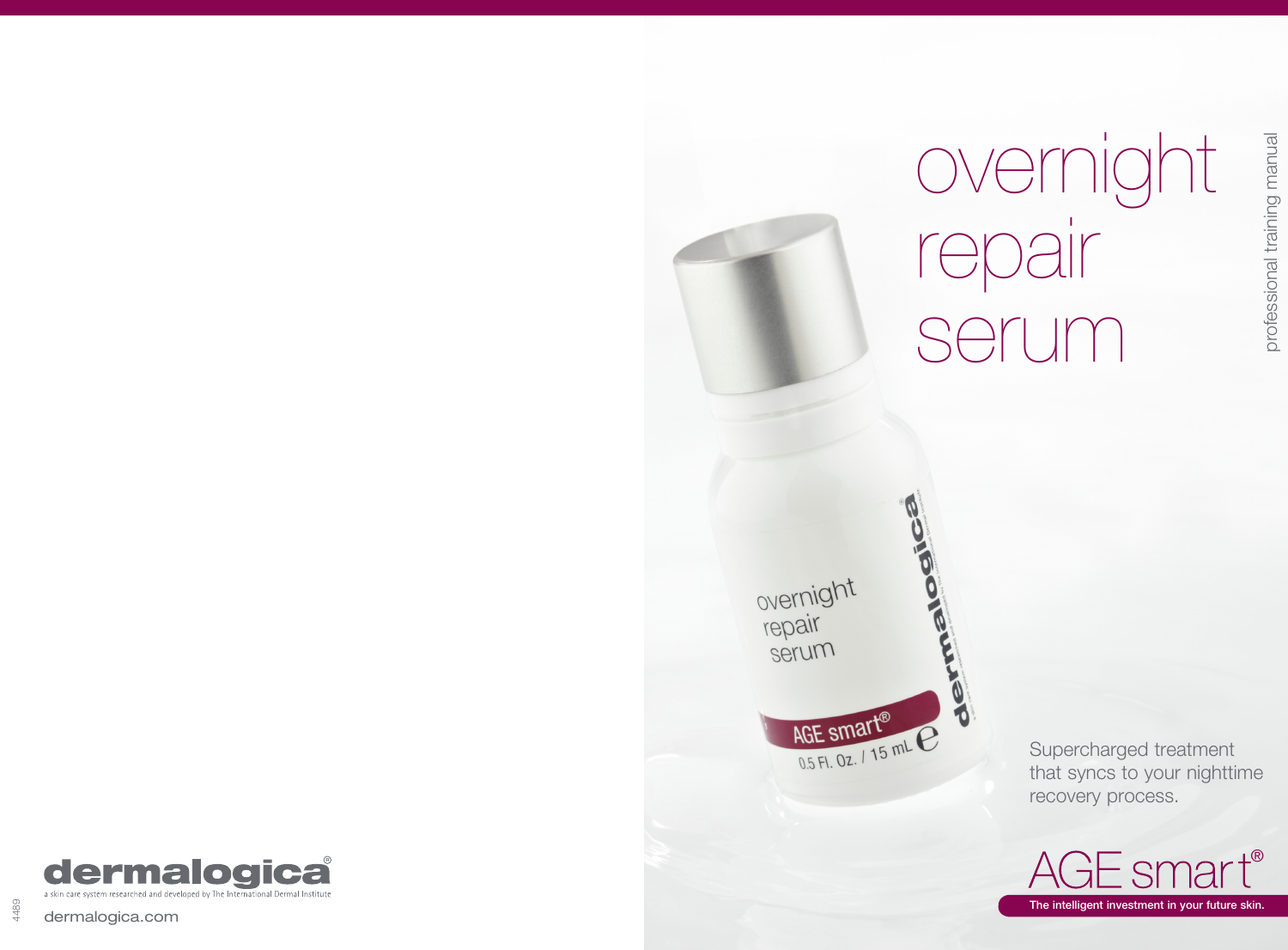# overnight repair serum

professional training manual

Supercharged treatment that syncs to your nighttime recovery process.

AGE smart®

**The intelligent investment in your future skin.**

dermalogica®

a skin care system researched and developed by The International Dermal Institute

dermalogica.com

4489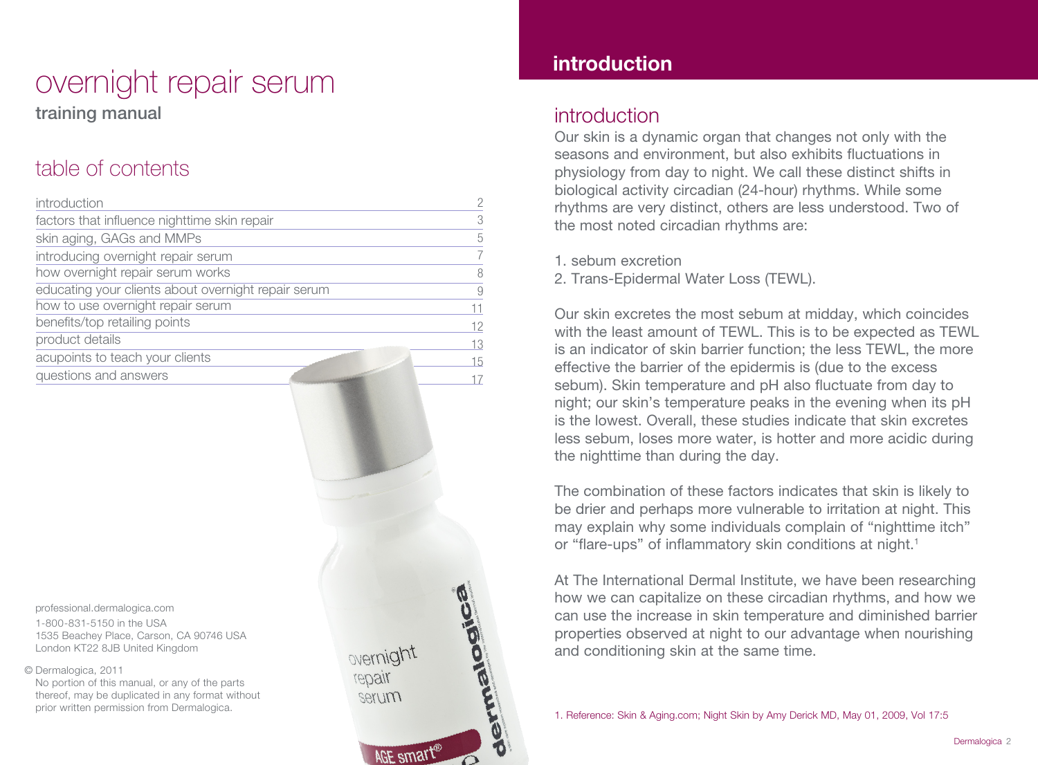# overnight repair serum

**training manual**

## table of contents

| | |
|---|---|
| introduction | 2 |
| factors that influence nighttime skin repair | 3 |
| skin aging, GAGs and MMPs | 5 |
| introducing overnight repair serum | 7 |
| how overnight repair serum works | 8 |
| educating your clients about overnight repair serum | 9 |
| how to use overnight repair serum | 11 |
| benefits/top retailing points | 12 |
| product details | 13 |
| acupoints to teach your clients | 15 |
| questions and answers | 17 |

professional.dermalogica.com
1-800-831-5150 in the USA
1535 Beachey Place, Carson, CA 90746 USA
London KT22 8JB United Kingdom

© Dermalogica, 2011
No portion of this manual, or any of the parts thereof, may be duplicated in any format without prior written permission from Dermalogica.

# introduction

## introduction

Our skin is a dynamic organ that changes not only with the seasons and environment, but also exhibits fluctuations in physiology from day to night. We call these distinct shifts in biological activity circadian (24-hour) rhythms. While some rhythms are very distinct, others are less understood. Two of the most noted circadian rhythms are:

1. sebum excretion
2. Trans-Epidermal Water Loss (TEWL).

Our skin excretes the most sebum at midday, which coincides with the least amount of TEWL. This is to be expected as TEWL is an indicator of skin barrier function; the less TEWL, the more effective the barrier of the epidermis is (due to the excess sebum). Skin temperature and pH also fluctuate from day to night; our skin's temperature peaks in the evening when its pH is the lowest. Overall, these studies indicate that skin excretes less sebum, loses more water, is hotter and more acidic during the nighttime than during the day.

The combination of these factors indicates that skin is likely to be drier and perhaps more vulnerable to irritation at night. This may explain why some individuals complain of "nighttime itch" or "flare-ups" of inflammatory skin conditions at night.[1]

At The International Dermal Institute, we have been researching how we can capitalize on these circadian rhythms, and how we can use the increase in skin temperature and diminished barrier properties observed at night to our advantage when nourishing and conditioning skin at the same time.

1. Reference: Skin & Aging.com; Night Skin by Amy Derick MD, May 01, 2009, Vol 17:5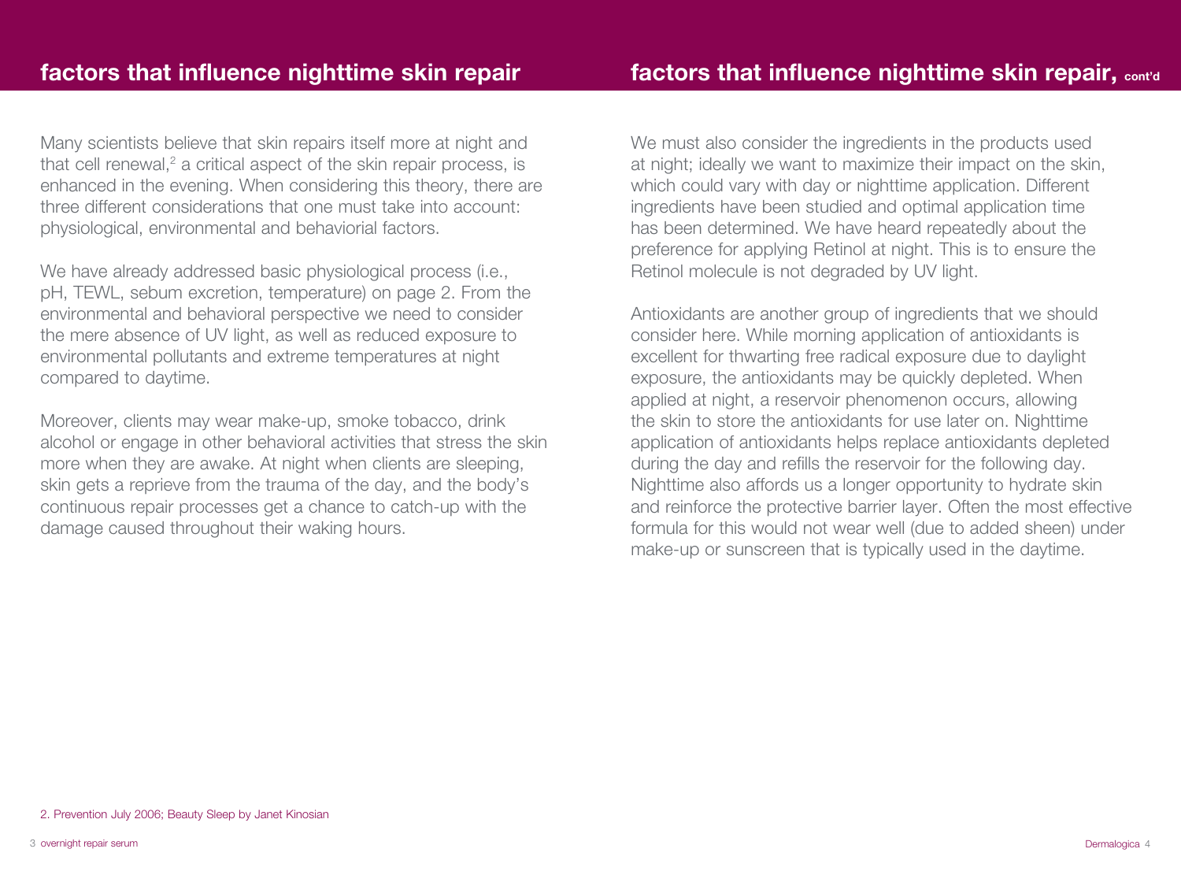## factors that influence nighttime skin repair

Many scientists believe that skin repairs itself more at night and that cell renewal,[2] a critical aspect of the skin repair process, is enhanced in the evening. When considering this theory, there are three different considerations that one must take into account: physiological, environmental and behaviorial factors.

We have already addressed basic physiological process (i.e., pH, TEWL, sebum excretion, temperature) on page 2. From the environmental and behavioral perspective we need to consider the mere absence of UV light, as well as reduced exposure to environmental pollutants and extreme temperatures at night compared to daytime.

Moreover, clients may wear make-up, smoke tobacco, drink alcohol or engage in other behavioral activities that stress the skin more when they are awake. At night when clients are sleeping, skin gets a reprieve from the trauma of the day, and the body's continuous repair processes get a chance to catch-up with the damage caused throughout their waking hours.

## factors that influence nighttime skin repair, cont'd

We must also consider the ingredients in the products used at night; ideally we want to maximize their impact on the skin, which could vary with day or nighttime application. Different ingredients have been studied and optimal application time has been determined. We have heard repeatedly about the preference for applying Retinol at night. This is to ensure the Retinol molecule is not degraded by UV light.

Antioxidants are another group of ingredients that we should consider here. While morning application of antioxidants is excellent for thwarting free radical exposure due to daylight exposure, the antioxidants may be quickly depleted. When applied at night, a reservoir phenomenon occurs, allowing the skin to store the antioxidants for use later on. Nighttime application of antioxidants helps replace antioxidants depleted during the day and refills the reservoir for the following day. Nighttime also affords us a longer opportunity to hydrate skin and reinforce the protective barrier layer. Often the most effective formula for this would not wear well (due to added sheen) under make-up or sunscreen that is typically used in the daytime.

2. Prevention July 2006; Beauty Sleep by Janet Kinosian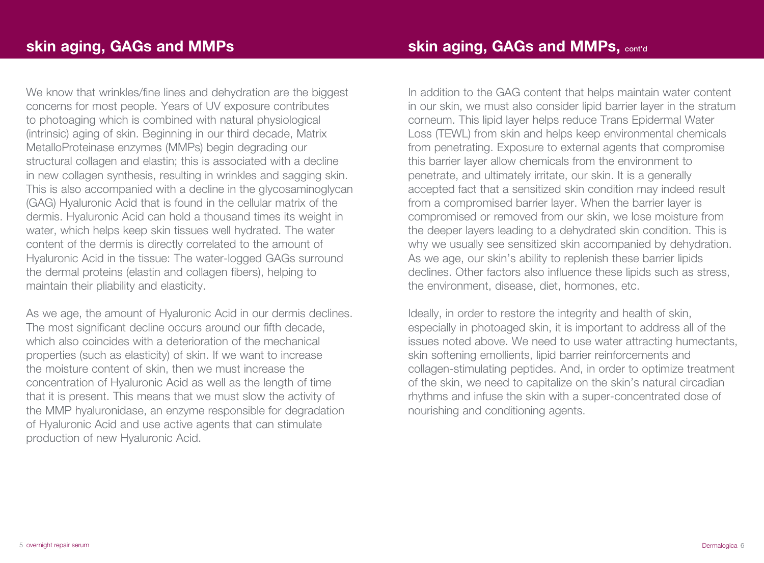## skin aging, GAGs and MMPs

We know that wrinkles/fine lines and dehydration are the biggest concerns for most people. Years of UV exposure contributes to photoaging which is combined with natural physiological (intrinsic) aging of skin. Beginning in our third decade, Matrix MetalloProteinase enzymes (MMPs) begin degrading our structural collagen and elastin; this is associated with a decline in new collagen synthesis, resulting in wrinkles and sagging skin. This is also accompanied with a decline in the glycosaminoglycan (GAG) Hyaluronic Acid that is found in the cellular matrix of the dermis. Hyaluronic Acid can hold a thousand times its weight in water, which helps keep skin tissues well hydrated. The water content of the dermis is directly correlated to the amount of Hyaluronic Acid in the tissue: The water-logged GAGs surround the dermal proteins (elastin and collagen fibers), helping to maintain their pliability and elasticity.

As we age, the amount of Hyaluronic Acid in our dermis declines. The most significant decline occurs around our fifth decade, which also coincides with a deterioration of the mechanical properties (such as elasticity) of skin. If we want to increase the moisture content of skin, then we must increase the concentration of Hyaluronic Acid as well as the length of time that it is present. This means that we must slow the activity of the MMP hyaluronidase, an enzyme responsible for degradation of Hyaluronic Acid and use active agents that can stimulate production of new Hyaluronic Acid.

## skin aging, GAGs and MMPs, cont'd

In addition to the GAG content that helps maintain water content in our skin, we must also consider lipid barrier layer in the stratum corneum. This lipid layer helps reduce Trans Epidermal Water Loss (TEWL) from skin and helps keep environmental chemicals from penetrating. Exposure to external agents that compromise this barrier layer allow chemicals from the environment to penetrate, and ultimately irritate, our skin. It is a generally accepted fact that a sensitized skin condition may indeed result from a compromised barrier layer. When the barrier layer is compromised or removed from our skin, we lose moisture from the deeper layers leading to a dehydrated skin condition. This is why we usually see sensitized skin accompanied by dehydration. As we age, our skin's ability to replenish these barrier lipids declines. Other factors also influence these lipids such as stress, the environment, disease, diet, hormones, etc.

Ideally, in order to restore the integrity and health of skin, especially in photoaged skin, it is important to address all of the issues noted above. We need to use water attracting humectants, skin softening emollients, lipid barrier reinforcements and collagen-stimulating peptides. And, in order to optimize treatment of the skin, we need to capitalize on the skin's natural circadian rhythms and infuse the skin with a super-concentrated dose of nourishing and conditioning agents.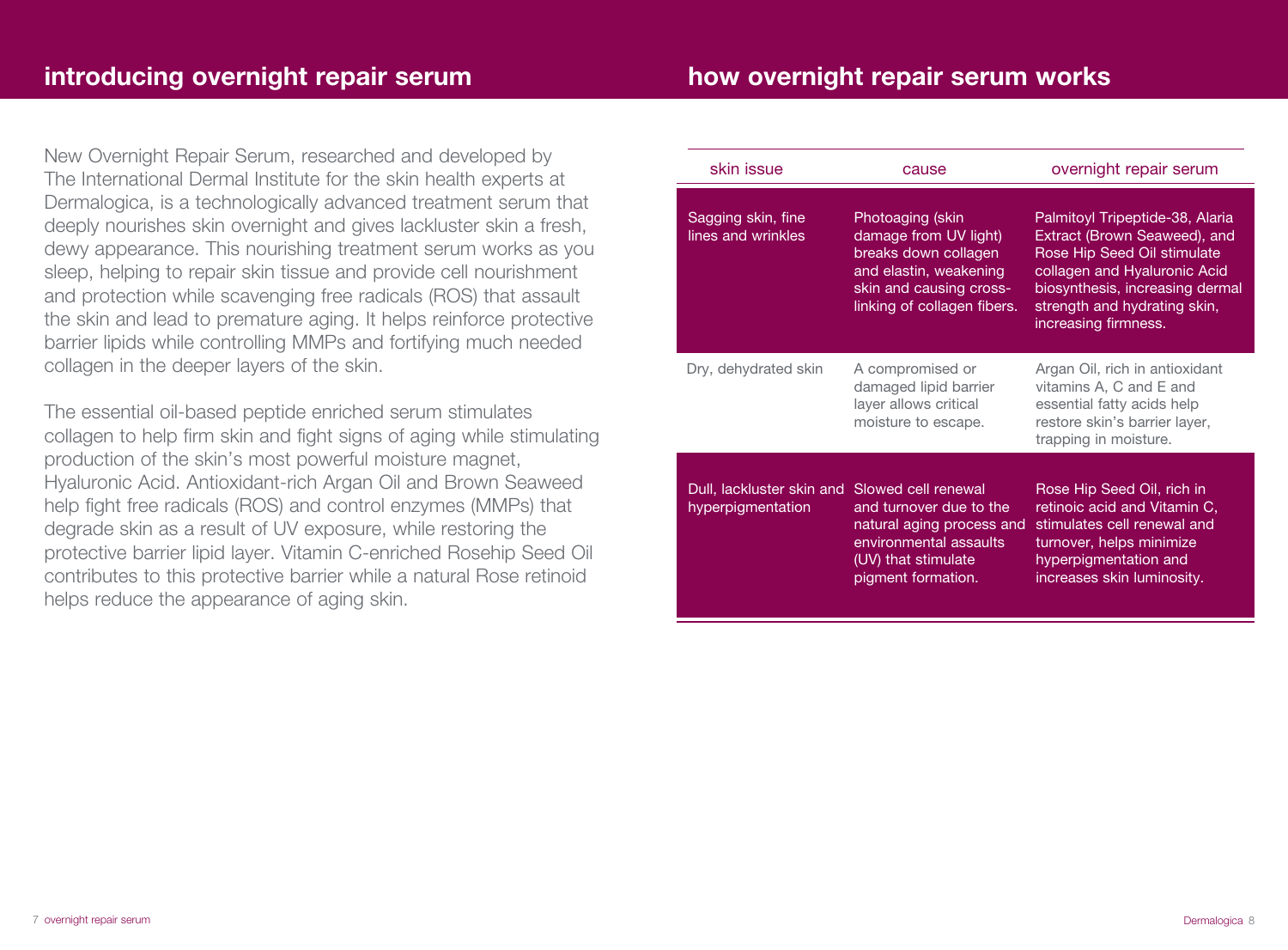## introducing overnight repair serum

New Overnight Repair Serum, researched and developed by The International Dermal Institute for the skin health experts at Dermalogica, is a technologically advanced treatment serum that deeply nourishes skin overnight and gives lackluster skin a fresh, dewy appearance. This nourishing treatment serum works as you sleep, helping to repair skin tissue and provide cell nourishment and protection while scavenging free radicals (ROS) that assault the skin and lead to premature aging. It helps reinforce protective barrier lipids while controlling MMPs and fortifying much needed collagen in the deeper layers of the skin.

The essential oil-based peptide enriched serum stimulates collagen to help firm skin and fight signs of aging while stimulating production of the skin's most powerful moisture magnet, Hyaluronic Acid. Antioxidant-rich Argan Oil and Brown Seaweed help fight free radicals (ROS) and control enzymes (MMPs) that degrade skin as a result of UV exposure, while restoring the protective barrier lipid layer. Vitamin C-enriched Rosehip Seed Oil contributes to this protective barrier while a natural Rose retinoid helps reduce the appearance of aging skin.

## how overnight repair serum works

| skin issue | cause | overnight repair serum |
|---|---|---|
| Sagging skin, fine lines and wrinkles | Photoaging (skin damage from UV light) breaks down collagen and elastin, weakening skin and causing cross-linking of collagen fibers. | Palmitoyl Tripeptide-38, Alaria Extract (Brown Seaweed), and Rose Hip Seed Oil stimulate collagen and Hyaluronic Acid biosynthesis, increasing dermal strength and hydrating skin, increasing firmness. |
| Dry, dehydrated skin | A compromised or damaged lipid barrier layer allows critical moisture to escape. | Argan Oil, rich in antioxidant vitamins A, C and E and essential fatty acids help restore skin's barrier layer, trapping in moisture. |
| Dull, lackluster skin and hyperpigmentation | Slowed cell renewal and turnover due to the natural aging process and environmental assaults (UV) that stimulate pigment formation. | Rose Hip Seed Oil, rich in retinoic acid and Vitamin C, stimulates cell renewal and turnover, helps minimize hyperpigmentation and increases skin luminosity. |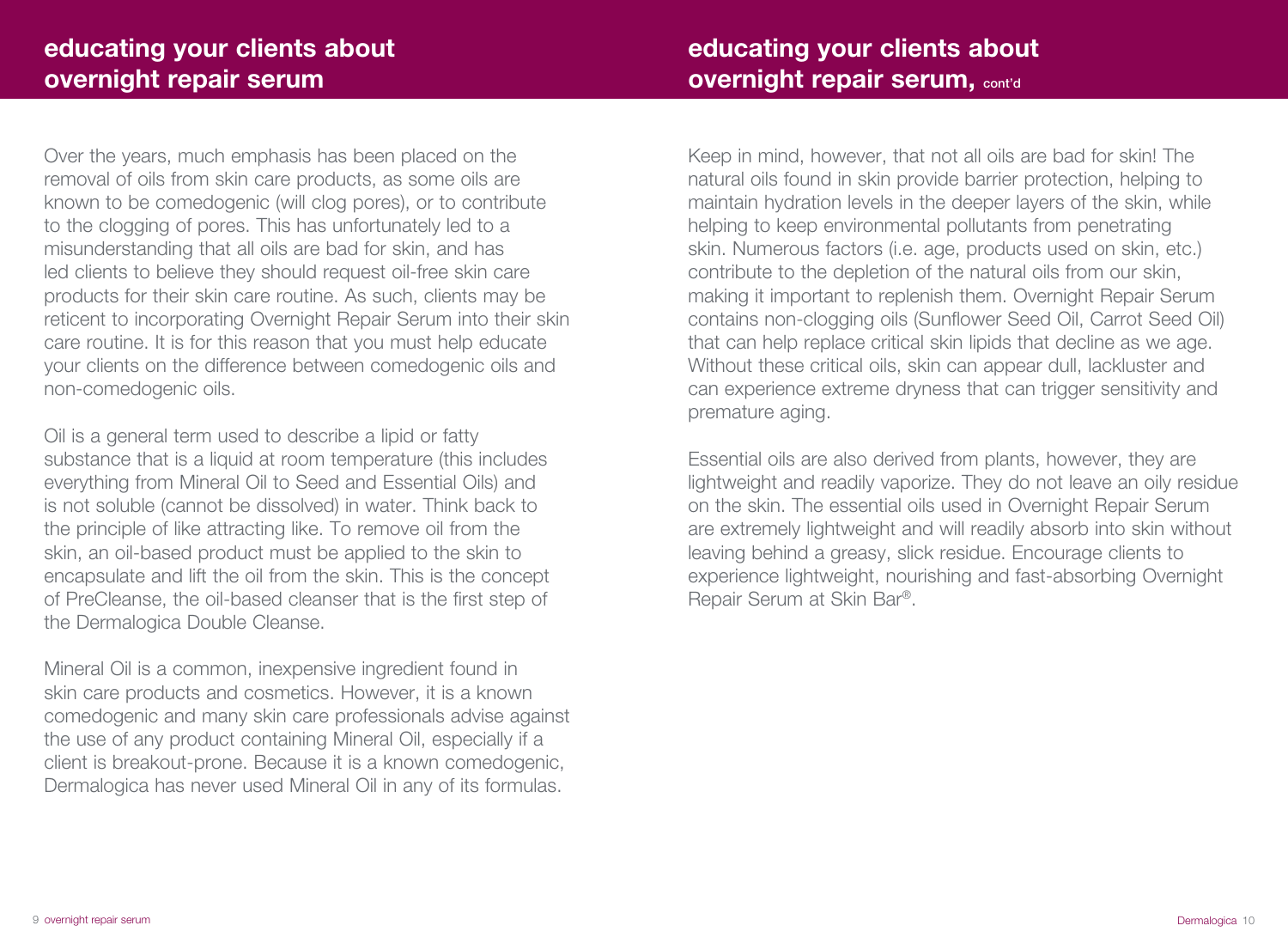## educating your clients about overnight repair serum

Over the years, much emphasis has been placed on the removal of oils from skin care products, as some oils are known to be comedogenic (will clog pores), or to contribute to the clogging of pores. This has unfortunately led to a misunderstanding that all oils are bad for skin, and has led clients to believe they should request oil-free skin care products for their skin care routine. As such, clients may be reticent to incorporating Overnight Repair Serum into their skin care routine. It is for this reason that you must help educate your clients on the difference between comedogenic oils and non-comedogenic oils.

Oil is a general term used to describe a lipid or fatty substance that is a liquid at room temperature (this includes everything from Mineral Oil to Seed and Essential Oils) and is not soluble (cannot be dissolved) in water. Think back to the principle of like attracting like. To remove oil from the skin, an oil-based product must be applied to the skin to encapsulate and lift the oil from the skin. This is the concept of PreCleanse, the oil-based cleanser that is the first step of the Dermalogica Double Cleanse.

Mineral Oil is a common, inexpensive ingredient found in skin care products and cosmetics. However, it is a known comedogenic and many skin care professionals advise against the use of any product containing Mineral Oil, especially if a client is breakout-prone. Because it is a known comedogenic, Dermalogica has never used Mineral Oil in any of its formulas.

## educating your clients about overnight repair serum, cont'd

Keep in mind, however, that not all oils are bad for skin! The natural oils found in skin provide barrier protection, helping to maintain hydration levels in the deeper layers of the skin, while helping to keep environmental pollutants from penetrating skin. Numerous factors (i.e. age, products used on skin, etc.) contribute to the depletion of the natural oils from our skin, making it important to replenish them. Overnight Repair Serum contains non-clogging oils (Sunflower Seed Oil, Carrot Seed Oil) that can help replace critical skin lipids that decline as we age. Without these critical oils, skin can appear dull, lackluster and can experience extreme dryness that can trigger sensitivity and premature aging.

Essential oils are also derived from plants, however, they are lightweight and readily vaporize. They do not leave an oily residue on the skin. The essential oils used in Overnight Repair Serum are extremely lightweight and will readily absorb into skin without leaving behind a greasy, slick residue. Encourage clients to experience lightweight, nourishing and fast-absorbing Overnight Repair Serum at Skin Bar®.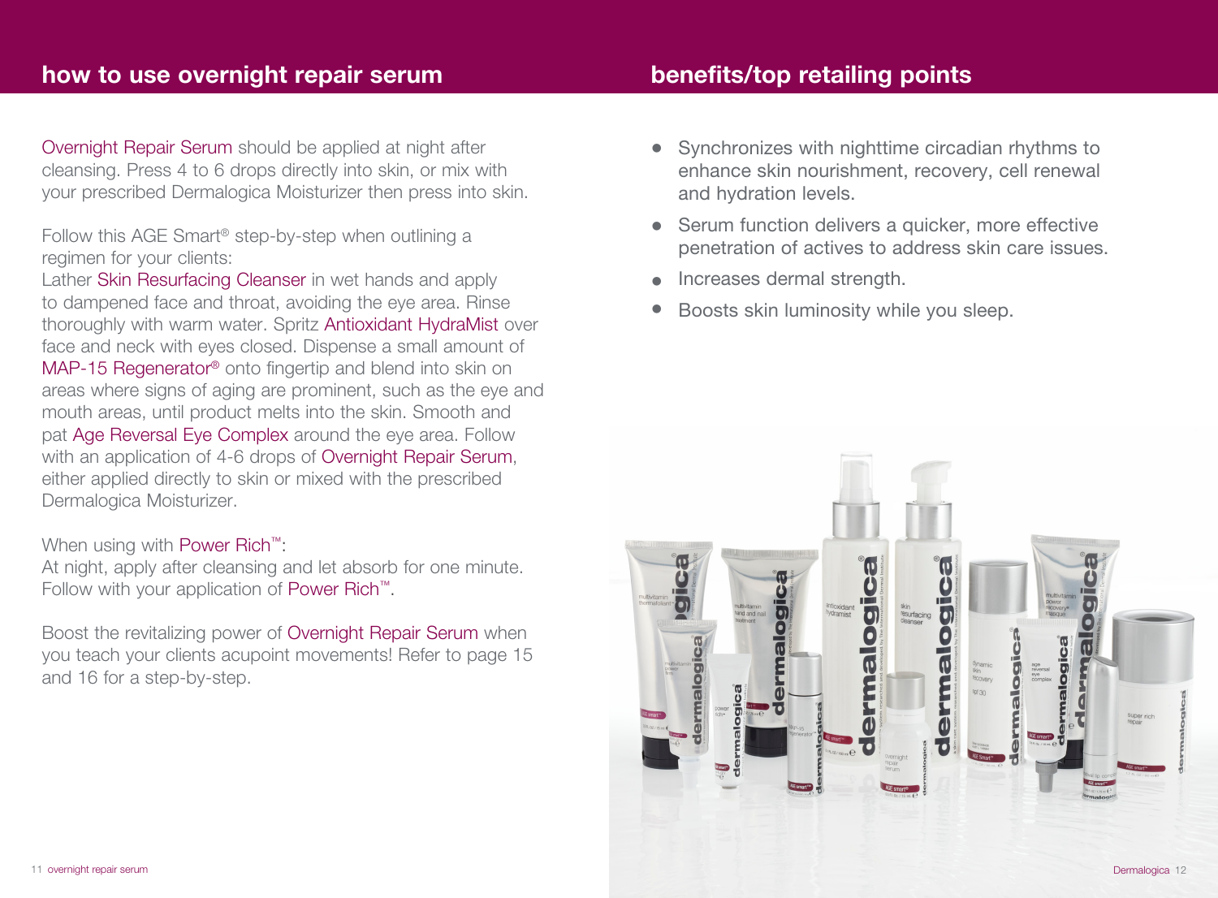## how to use overnight repair serum

Overnight Repair Serum should be applied at night after cleansing. Press 4 to 6 drops directly into skin, or mix with your prescribed Dermalogica Moisturizer then press into skin.

Follow this AGE Smart® step-by-step when outlining a regimen for your clients:
Lather Skin Resurfacing Cleanser in wet hands and apply to dampened face and throat, avoiding the eye area. Rinse thoroughly with warm water. Spritz Antioxidant HydraMist over face and neck with eyes closed. Dispense a small amount of MAP-15 Regenerator® onto fingertip and blend into skin on areas where signs of aging are prominent, such as the eye and mouth areas, until product melts into the skin. Smooth and pat Age Reversal Eye Complex around the eye area. Follow with an application of 4-6 drops of Overnight Repair Serum, either applied directly to skin or mixed with the prescribed Dermalogica Moisturizer.

When using with Power Rich™:
At night, apply after cleansing and let absorb for one minute. Follow with your application of Power Rich™.

Boost the revitalizing power of Overnight Repair Serum when you teach your clients acupoint movements! Refer to page 15 and 16 for a step-by-step.

## benefits/top retailing points

- Synchronizes with nighttime circadian rhythms to enhance skin nourishment, recovery, cell renewal and hydration levels.
- Serum function delivers a quicker, more effective penetration of actives to address skin care issues.
- Increases dermal strength.
- Boosts skin luminosity while you sleep.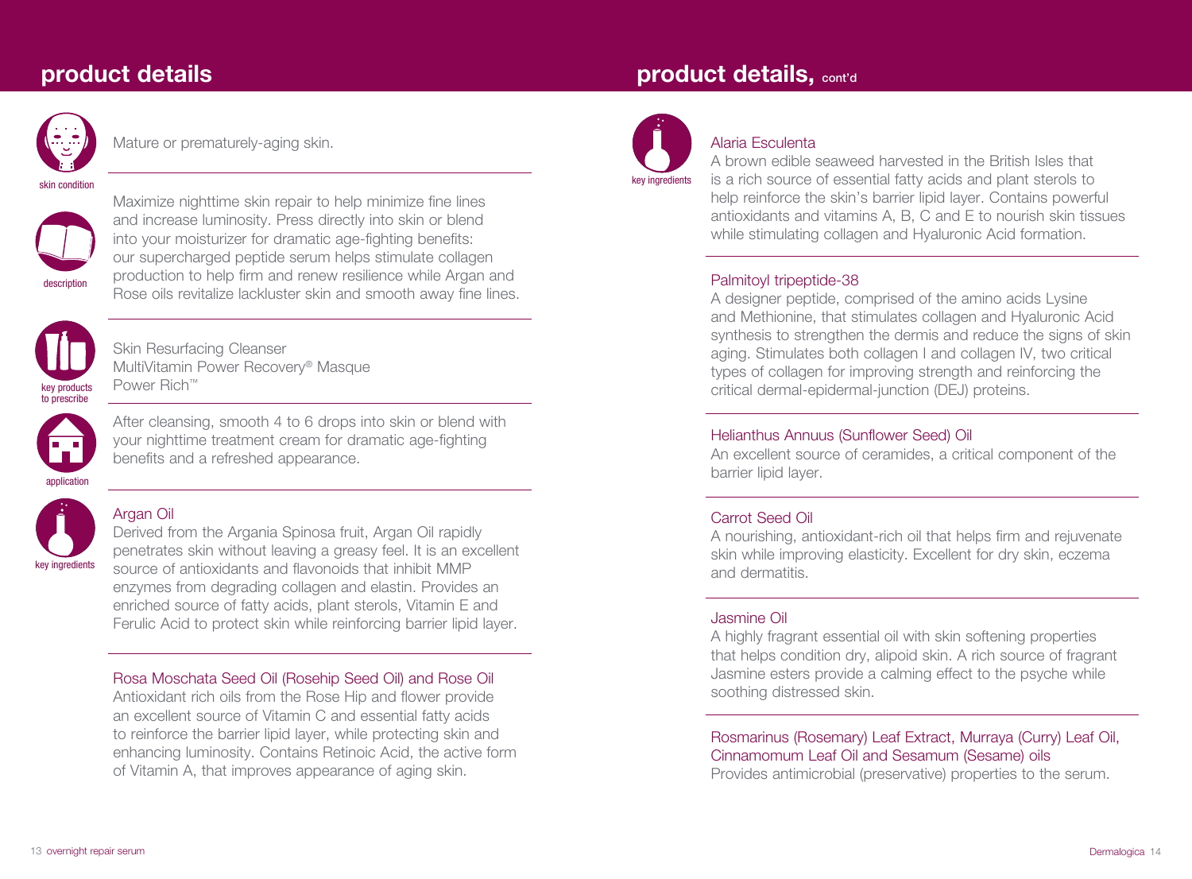## product details

**skin condition**

Mature or prematurely-aging skin.

**description**

Maximize nighttime skin repair to help minimize fine lines and increase luminosity. Press directly into skin or blend into your moisturizer for dramatic age-fighting benefits: our supercharged peptide serum helps stimulate collagen production to help firm and renew resilience while Argan and Rose oils revitalize lackluster skin and smooth away fine lines.

**key products to prescribe**

Skin Resurfacing Cleanser
MultiVitamin Power Recovery® Masque
Power Rich™

**application**

After cleansing, smooth 4 to 6 drops into skin or blend with your nighttime treatment cream for dramatic age-fighting benefits and a refreshed appearance.

**key ingredients**

Argan Oil
Derived from the Argania Spinosa fruit, Argan Oil rapidly penetrates skin without leaving a greasy feel. It is an excellent source of antioxidants and flavonoids that inhibit MMP enzymes from degrading collagen and elastin. Provides an enriched source of fatty acids, plant sterols, Vitamin E and Ferulic Acid to protect skin while reinforcing barrier lipid layer.

Rosa Moschata Seed Oil (Rosehip Seed Oil) and Rose Oil
Antioxidant rich oils from the Rose Hip and flower provide an excellent source of Vitamin C and essential fatty acids to reinforce the barrier lipid layer, while protecting skin and enhancing luminosity. Contains Retinoic Acid, the active form of Vitamin A, that improves appearance of aging skin.

## product details, cont'd

**key ingredients**

Alaria Esculenta
A brown edible seaweed harvested in the British Isles that is a rich source of essential fatty acids and plant sterols to help reinforce the skin's barrier lipid layer. Contains powerful antioxidants and vitamins A, B, C and E to nourish skin tissues while stimulating collagen and Hyaluronic Acid formation.

Palmitoyl tripeptide-38
A designer peptide, comprised of the amino acids Lysine and Methionine, that stimulates collagen and Hyaluronic Acid synthesis to strengthen the dermis and reduce the signs of skin aging. Stimulates both collagen I and collagen IV, two critical types of collagen for improving strength and reinforcing the critical dermal-epidermal-junction (DEJ) proteins.

Helianthus Annuus (Sunflower Seed) Oil
An excellent source of ceramides, a critical component of the barrier lipid layer.

Carrot Seed Oil
A nourishing, antioxidant-rich oil that helps firm and rejuvenate skin while improving elasticity. Excellent for dry skin, eczema and dermatitis.

Jasmine Oil
A highly fragrant essential oil with skin softening properties that helps condition dry, alipoid skin. A rich source of fragrant Jasmine esters provide a calming effect to the psyche while soothing distressed skin.

Rosmarinus (Rosemary) Leaf Extract, Murraya (Curry) Leaf Oil, Cinnamomum Leaf Oil and Sesamum (Sesame) oils
Provides antimicrobial (preservative) properties to the serum.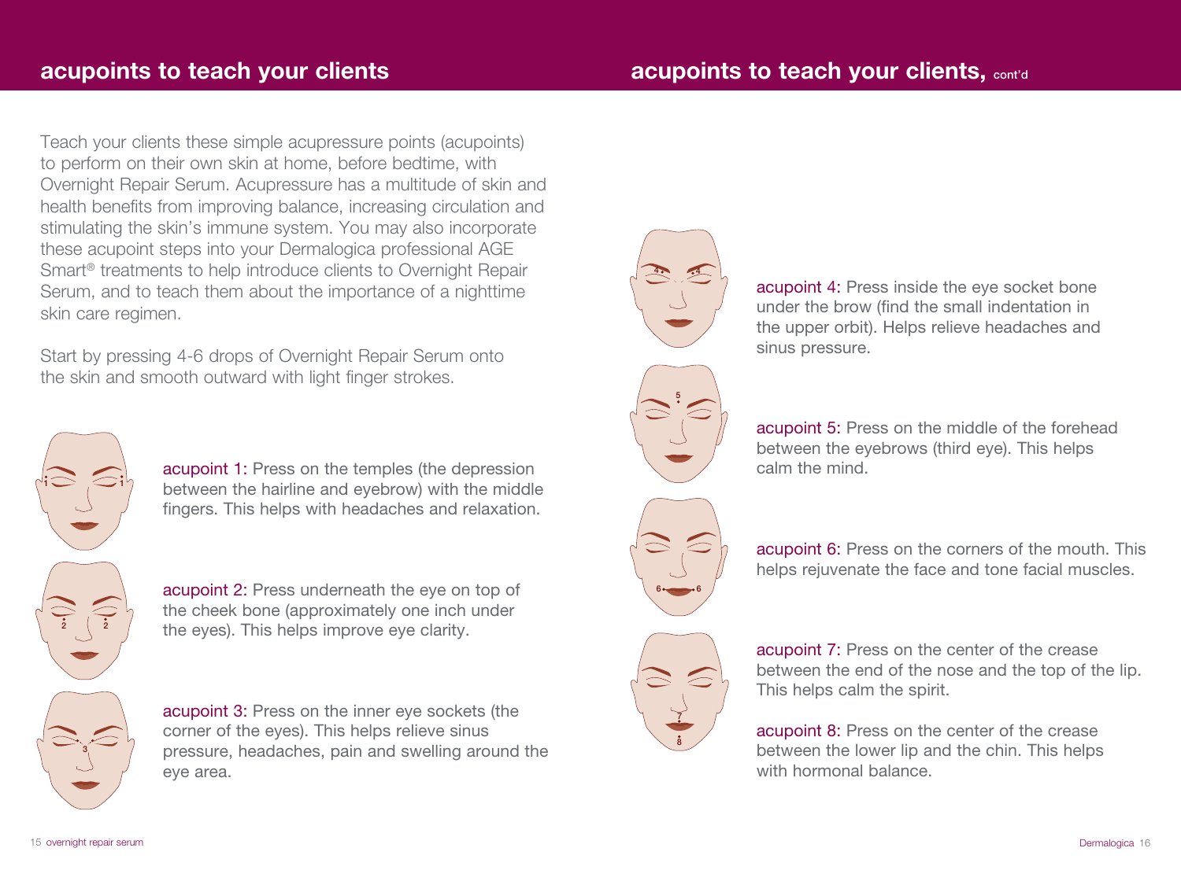## acupoints to teach your clients

Teach your clients these simple acupressure points (acupoints) to perform on their own skin at home, before bedtime, with Overnight Repair Serum. Acupressure has a multitude of skin and health benefits from improving balance, increasing circulation and stimulating the skin's immune system. You may also incorporate these acupoint steps into your Dermalogica professional AGE Smart® treatments to help introduce clients to Overnight Repair Serum, and to teach them about the importance of a nighttime skin care regimen.

Start by pressing 4-6 drops of Overnight Repair Serum onto the skin and smooth outward with light finger strokes.

acupoint 1: Press on the temples (the depression between the hairline and eyebrow) with the middle fingers. This helps with headaches and relaxation.

acupoint 2: Press underneath the eye on top of the cheek bone (approximately one inch under the eyes). This helps improve eye clarity.

acupoint 3: Press on the inner eye sockets (the corner of the eyes). This helps relieve sinus pressure, headaches, pain and swelling around the eye area.

## acupoints to teach your clients, cont'd

acupoint 4: Press inside the eye socket bone under the brow (find the small indentation in the upper orbit). Helps relieve headaches and sinus pressure.

acupoint 5: Press on the middle of the forehead between the eyebrows (third eye). This helps calm the mind.

acupoint 6: Press on the corners of the mouth. This helps rejuvenate the face and tone facial muscles.

acupoint 7: Press on the center of the crease between the end of the nose and the top of the lip. This helps calm the spirit.

acupoint 8: Press on the center of the crease between the lower lip and the chin. This helps with hormonal balance.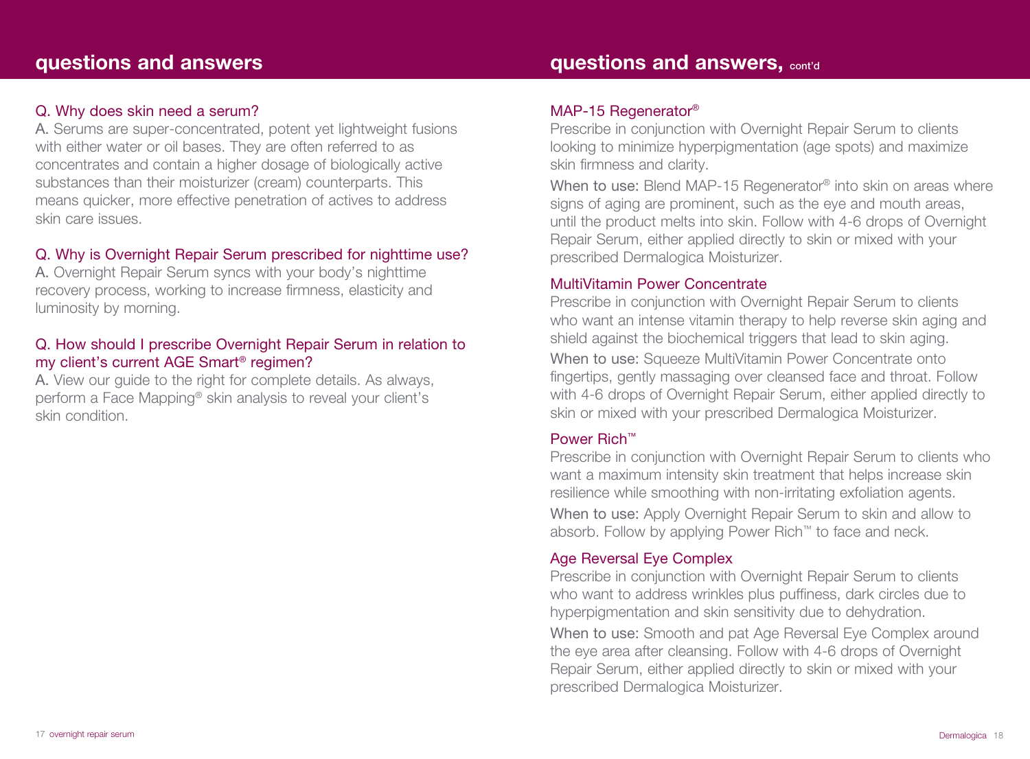## questions and answers

### Q. Why does skin need a serum?

A. Serums are super-concentrated, potent yet lightweight fusions with either water or oil bases. They are often referred to as concentrates and contain a higher dosage of biologically active substances than their moisturizer (cream) counterparts. This means quicker, more effective penetration of actives to address skin care issues.

### Q. Why is Overnight Repair Serum prescribed for nighttime use?

A. Overnight Repair Serum syncs with your body's nighttime recovery process, working to increase firmness, elasticity and luminosity by morning.

### Q. How should I prescribe Overnight Repair Serum in relation to my client's current AGE Smart® regimen?

A. View our guide to the right for complete details. As always, perform a Face Mapping® skin analysis to reveal your client's skin condition.

## questions and answers, cont'd

### MAP-15 Regenerator®

Prescribe in conjunction with Overnight Repair Serum to clients looking to minimize hyperpigmentation (age spots) and maximize skin firmness and clarity.

When to use: Blend MAP-15 Regenerator® into skin on areas where signs of aging are prominent, such as the eye and mouth areas, until the product melts into skin. Follow with 4-6 drops of Overnight Repair Serum, either applied directly to skin or mixed with your prescribed Dermalogica Moisturizer.

### MultiVitamin Power Concentrate

Prescribe in conjunction with Overnight Repair Serum to clients who want an intense vitamin therapy to help reverse skin aging and shield against the biochemical triggers that lead to skin aging.

When to use: Squeeze MultiVitamin Power Concentrate onto fingertips, gently massaging over cleansed face and throat. Follow with 4-6 drops of Overnight Repair Serum, either applied directly to skin or mixed with your prescribed Dermalogica Moisturizer.

### Power Rich™

Prescribe in conjunction with Overnight Repair Serum to clients who want a maximum intensity skin treatment that helps increase skin resilience while smoothing with non-irritating exfoliation agents.

When to use: Apply Overnight Repair Serum to skin and allow to absorb. Follow by applying Power Rich™ to face and neck.

### Age Reversal Eye Complex

Prescribe in conjunction with Overnight Repair Serum to clients who want to address wrinkles plus puffiness, dark circles due to hyperpigmentation and skin sensitivity due to dehydration.

When to use: Smooth and pat Age Reversal Eye Complex around the eye area after cleansing. Follow with 4-6 drops of Overnight Repair Serum, either applied directly to skin or mixed with your prescribed Dermalogica Moisturizer.